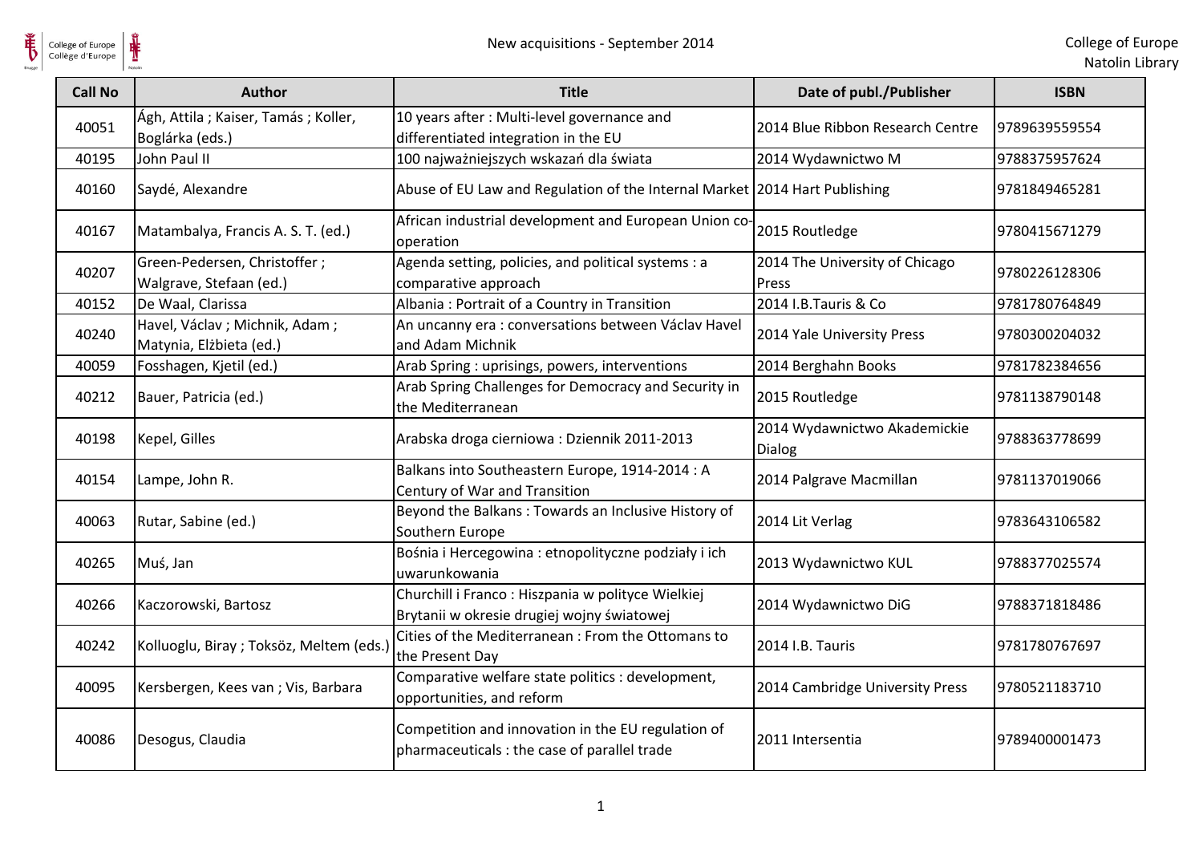# New acquisitions - September 2014

College of Europe
Natolin Library

| Call No | Author | Title | Date of publ./Publisher | ISBN |
|---|---|---|---|---|
| 40051 | Ágh, Attila ; Kaiser, Tamás ; Koller, Boglárka (eds.) | 10 years after : Multi-level governance and differentiated integration in the EU | 2014 Blue Ribbon Research Centre | 9789639559554 |
| 40195 | John Paul II | 100 najważniejszych wskazań dla świata | 2014 Wydawnictwo M | 9788375957624 |
| 40160 | Saydé, Alexandre | Abuse of EU Law and Regulation of the Internal Market | 2014 Hart Publishing | 9781849465281 |
| 40167 | Matambalya, Francis A. S. T. (ed.) | African industrial development and European Union co-operation | 2015 Routledge | 9780415671279 |
| 40207 | Green-Pedersen, Christoffer ; Walgrave, Stefaan (ed.) | Agenda setting, policies, and political systems : a comparative approach | 2014 The University of Chicago Press | 9780226128306 |
| 40152 | De Waal, Clarissa | Albania : Portrait of a Country in Transition | 2014 I.B.Tauris & Co | 9781780764849 |
| 40240 | Havel, Václav ; Michnik, Adam ; Matynia, Elżbieta (ed.) | An uncanny era : conversations between Václav Havel and Adam Michnik | 2014 Yale University Press | 9780300204032 |
| 40059 | Fosshagen, Kjetil (ed.) | Arab Spring : uprisings, powers, interventions | 2014 Berghahn Books | 9781782384656 |
| 40212 | Bauer, Patricia (ed.) | Arab Spring Challenges for Democracy and Security in the Mediterranean | 2015 Routledge | 9781138790148 |
| 40198 | Kepel, Gilles | Arabska droga cierniowa : Dziennik 2011-2013 | 2014 Wydawnictwo Akademickie Dialog | 9788363778699 |
| 40154 | Lampe, John R. | Balkans into Southeastern Europe, 1914-2014 : A Century of War and Transition | 2014 Palgrave Macmillan | 9781137019066 |
| 40063 | Rutar, Sabine (ed.) | Beyond the Balkans : Towards an Inclusive History of Southern Europe | 2014 Lit Verlag | 9783643106582 |
| 40265 | Muś, Jan | Bośnia i Hercegowina : etnopolityczne podziały i ich uwarunkowania | 2013 Wydawnictwo KUL | 9788377025574 |
| 40266 | Kaczorowski, Bartosz | Churchill i Franco : Hiszpania w polityce Wielkiej Brytanii w okresie drugiej wojny światowej | 2014 Wydawnictwo DiG | 9788371818486 |
| 40242 | Kolluoglu, Biray ; Toksöz, Meltem (eds.) | Cities of the Mediterranean : From the Ottomans to the Present Day | 2014 I.B. Tauris | 9781780767697 |
| 40095 | Kersbergen, Kees van ; Vis, Barbara | Comparative welfare state politics : development, opportunities, and reform | 2014 Cambridge University Press | 9780521183710 |
| 40086 | Desogus, Claudia | Competition and innovation in the EU regulation of pharmaceuticals : the case of parallel trade | 2011 Intersentia | 9789400001473 |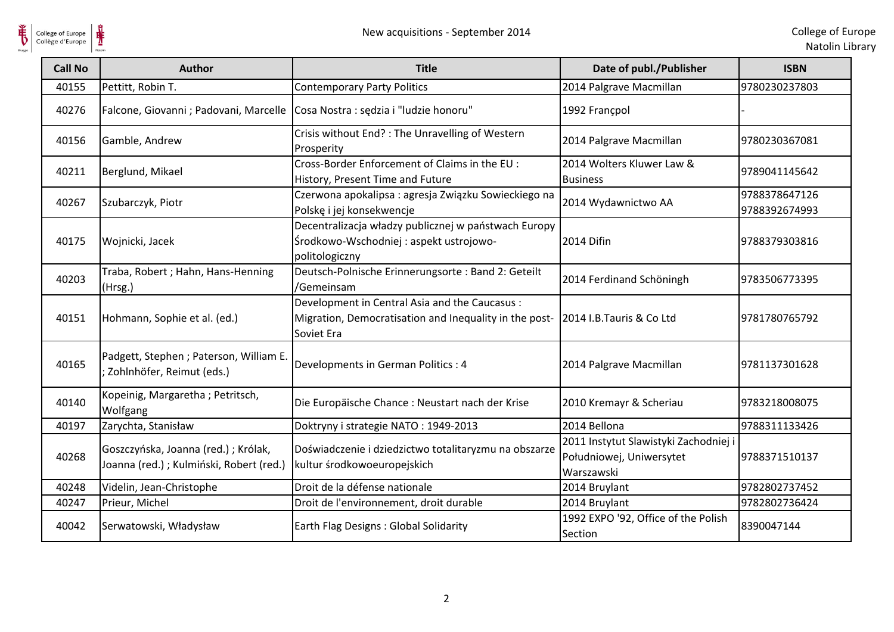| Call No | Author | Title | Date of publ./Publisher | ISBN |
|---|---|---|---|---|
| 40155 | Pettitt, Robin T. | Contemporary Party Politics | 2014 Palgrave Macmillan | 9780230237803 |
| 40276 | Falcone, Giovanni ; Padovani, Marcelle | Cosa Nostra : sędzia i "ludzie honoru" | 1992 Françpol | - |
| 40156 | Gamble, Andrew | Crisis without End? : The Unravelling of Western Prosperity | 2014 Palgrave Macmillan | 9780230367081 |
| 40211 | Berglund, Mikael | Cross-Border Enforcement of Claims in the EU : History, Present Time and Future | 2014 Wolters Kluwer Law & Business | 9789041145642 |
| 40267 | Szubarczyk, Piotr | Czerwona apokalipsa : agresja Związku Sowieckiego na Polskę i jej konsekwencje | 2014 Wydawnictwo AA | 9788378647126 9788392674993 |
| 40175 | Wojnicki, Jacek | Decentralizacja władzy publicznej w państwach Europy Środkowo-Wschodniej : aspekt ustrojowo-politologiczny | 2014 Difin | 9788379303816 |
| 40203 | Traba, Robert ; Hahn, Hans-Henning (Hrsg.) | Deutsch-Polnische Erinnerungsorte : Band 2: Geteilt /Gemeinsam | 2014 Ferdinand Schöningh | 9783506773395 |
| 40151 | Hohmann, Sophie et al. (ed.) | Development in Central Asia and the Caucasus : Migration, Democratisation and Inequality in the post-Soviet Era | 2014 I.B.Tauris & Co Ltd | 9781780765792 |
| 40165 | Padgett, Stephen ; Paterson, William E. ; Zohlnhöfer, Reimut (eds.) | Developments in German Politics : 4 | 2014 Palgrave Macmillan | 9781137301628 |
| 40140 | Kopeinig, Margaretha ; Petritsch, Wolfgang | Die Europäische Chance : Neustart nach der Krise | 2010 Kremayr & Scheriau | 9783218008075 |
| 40197 | Zarychta, Stanisław | Doktryny i strategie NATO : 1949-2013 | 2014 Bellona | 9788311133426 |
| 40268 | Goszczyńska, Joanna (red.) ; Królak, Joanna (red.) ; Kulmiński, Robert (red.) | Doświadczenie i dziedzictwo totalitaryzmu na obszarze kultur środkowoeuropejskich | 2011 Instytut Slawistyki Zachodniej i Południowej, Uniwersytet Warszawski | 9788371510137 |
| 40248 | Videlin, Jean-Christophe | Droit de la défense nationale | 2014 Bruylant | 9782802737452 |
| 40247 | Prieur, Michel | Droit de l'environnement, droit durable | 2014 Bruylant | 9782802736424 |
| 40042 | Serwatowski, Władysław | Earth Flag Designs : Global Solidarity | 1992 EXPO '92, Office of the Polish Section | 8390047144 |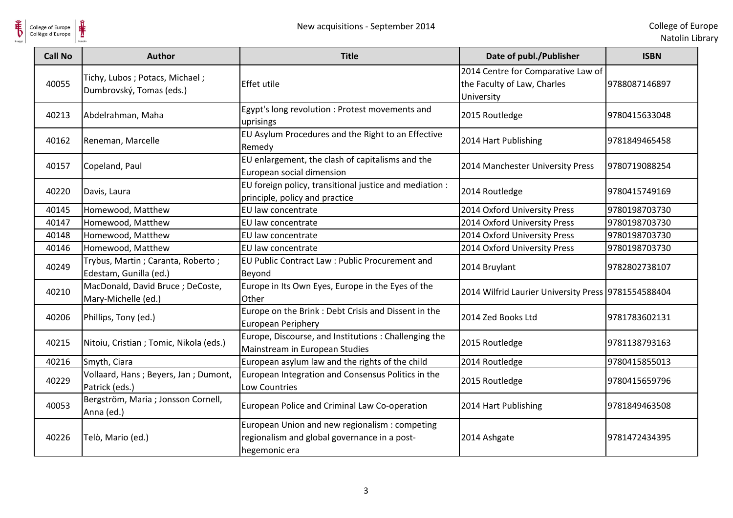| Call No | Author | Title | Date of publ./Publisher | ISBN |
|---|---|---|---|---|
| 40055 | Tichy, Lubos ; Potacs, Michael ; Dumbrovský, Tomas (eds.) | Effet utile | 2014 Centre for Comparative Law of the Faculty of Law, Charles University | 9788087146897 |
| 40213 | Abdelrahman, Maha | Egypt's long revolution : Protest movements and uprisings | 2015 Routledge | 9780415633048 |
| 40162 | Reneman, Marcelle | EU Asylum Procedures and the Right to an Effective Remedy | 2014 Hart Publishing | 9781849465458 |
| 40157 | Copeland, Paul | EU enlargement, the clash of capitalisms and the European social dimension | 2014 Manchester University Press | 9780719088254 |
| 40220 | Davis, Laura | EU foreign policy, transitional justice and mediation : principle, policy and practice | 2014 Routledge | 9780415749169 |
| 40145 | Homewood, Matthew | EU law concentrate | 2014 Oxford University Press | 9780198703730 |
| 40147 | Homewood, Matthew | EU law concentrate | 2014 Oxford University Press | 9780198703730 |
| 40148 | Homewood, Matthew | EU law concentrate | 2014 Oxford University Press | 9780198703730 |
| 40146 | Homewood, Matthew | EU law concentrate | 2014 Oxford University Press | 9780198703730 |
| 40249 | Trybus, Martin ; Caranta, Roberto ; Edestam, Gunilla (ed.) | EU Public Contract Law : Public Procurement and Beyond | 2014 Bruylant | 9782802738107 |
| 40210 | MacDonald, David Bruce ; DeCoste, Mary-Michelle (ed.) | Europe in Its Own Eyes, Europe in the Eyes of the Other | 2014 Wilfrid Laurier University Press | 9781554588404 |
| 40206 | Phillips, Tony (ed.) | Europe on the Brink : Debt Crisis and Dissent in the European Periphery | 2014 Zed Books Ltd | 9781783602131 |
| 40215 | Nitoiu, Cristian ; Tomic, Nikola (eds.) | Europe, Discourse, and Institutions : Challenging the Mainstream in European Studies | 2015 Routledge | 9781138793163 |
| 40216 | Smyth, Ciara | European asylum law and the rights of the child | 2014 Routledge | 9780415855013 |
| 40229 | Vollaard, Hans ; Beyers, Jan ; Dumont, Patrick (eds.) | European Integration and Consensus Politics in the Low Countries | 2015 Routledge | 9780415659796 |
| 40053 | Bergström, Maria ; Jonsson Cornell, Anna (ed.) | European Police and Criminal Law Co-operation | 2014 Hart Publishing | 9781849463508 |
| 40226 | Telò, Mario (ed.) | European Union and new regionalism : competing regionalism and global governance in a post-hegemonic era | 2014 Ashgate | 9781472434395 |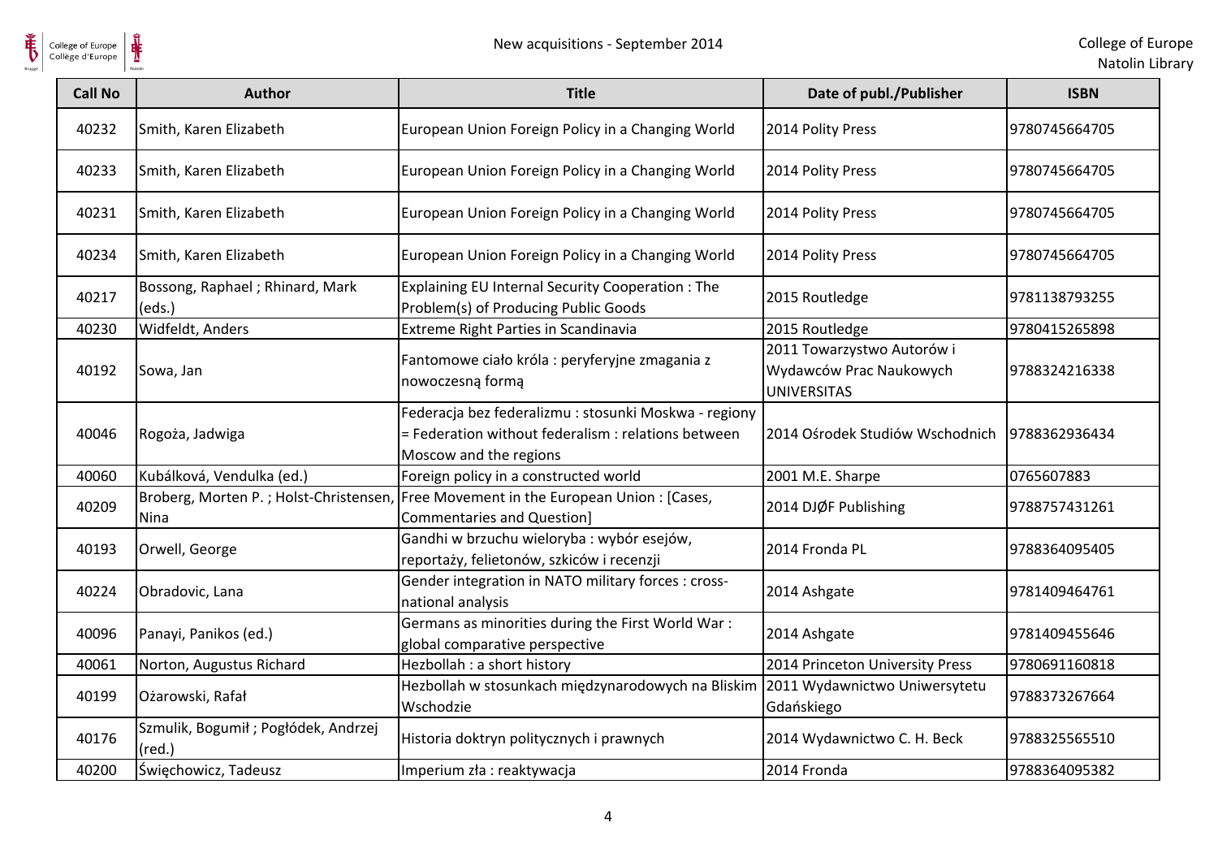| Call No | Author | Title | Date of publ./Publisher | ISBN |
|---|---|---|---|---|
| 40232 | Smith, Karen Elizabeth | European Union Foreign Policy in a Changing World | 2014 Polity Press | 9780745664705 |
| 40233 | Smith, Karen Elizabeth | European Union Foreign Policy in a Changing World | 2014 Polity Press | 9780745664705 |
| 40231 | Smith, Karen Elizabeth | European Union Foreign Policy in a Changing World | 2014 Polity Press | 9780745664705 |
| 40234 | Smith, Karen Elizabeth | European Union Foreign Policy in a Changing World | 2014 Polity Press | 9780745664705 |
| 40217 | Bossong, Raphael ; Rhinard, Mark (eds.) | Explaining EU Internal Security Cooperation : The Problem(s) of Producing Public Goods | 2015 Routledge | 9781138793255 |
| 40230 | Widfeldt, Anders | Extreme Right Parties in Scandinavia | 2015 Routledge | 9780415265898 |
| 40192 | Sowa, Jan | Fantomowe ciało króla : peryferyjne zmagania z nowoczesną formą | 2011 Towarzystwo Autorów i Wydawców Prac Naukowych UNIVERSITAS | 9788324216338 |
| 40046 | Rogoża, Jadwiga | Federacja bez federalizmu : stosunki Moskwa - regiony = Federation without federalism : relations between Moscow and the regions | 2014 Ośrodek Studiów Wschodnich | 9788362936434 |
| 40060 | Kubálková, Vendulka (ed.) | Foreign policy in a constructed world | 2001 M.E. Sharpe | 0765607883 |
| 40209 | Broberg, Morten P. ; Holst-Christensen, Nina | Free Movement in the European Union : [Cases, Commentaries and Question] | 2014 DJØF Publishing | 9788757431261 |
| 40193 | Orwell, George | Gandhi w brzuchu wieloryba : wybór esejów, reportaży, felietonów, szkiców i recenzji | 2014 Fronda PL | 9788364095405 |
| 40224 | Obradovic, Lana | Gender integration in NATO military forces : cross-national analysis | 2014 Ashgate | 9781409464761 |
| 40096 | Panayi, Panikos (ed.) | Germans as minorities during the First World War : global comparative perspective | 2014 Ashgate | 9781409455646 |
| 40061 | Norton, Augustus Richard | Hezbollah : a short history | 2014 Princeton University Press | 9780691160818 |
| 40199 | Ożarowski, Rafał | Hezbollah w stosunkach międzynarodowych na Bliskim Wschodzie | 2011 Wydawnictwo Uniwersytetu Gdańskiego | 9788373267664 |
| 40176 | Szmulik, Bogumił ; Pogłódek, Andrzej (red.) | Historia doktryn politycznych i prawnych | 2014 Wydawnictwo C. H. Beck | 9788325565510 |
| 40200 | Święchowicz, Tadeusz | Imperium zła : reaktywacja | 2014 Fronda | 9788364095382 |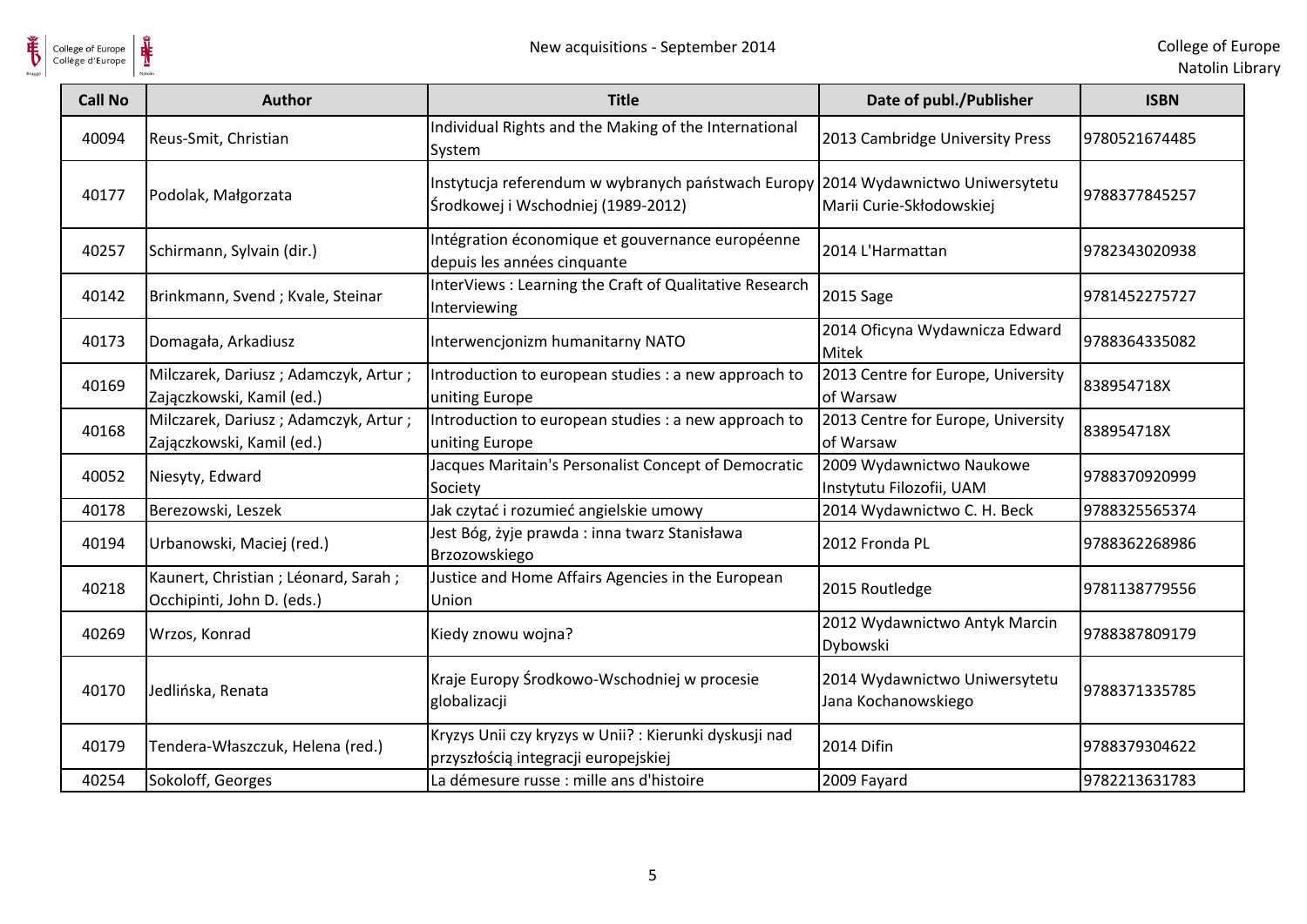| Call No | Author | Title | Date of publ./Publisher | ISBN |
| --- | --- | --- | --- | --- |
| 40094 | Reus-Smit, Christian | Individual Rights and the Making of the International System | 2013 Cambridge University Press | 9780521674485 |
| 40177 | Podolak, Małgorzata | Instytucja referendum w wybranych państwach Europy Środkowej i Wschodniej (1989-2012) | 2014 Wydawnictwo Uniwersytetu Marii Curie-Skłodowskiej | 9788377845257 |
| 40257 | Schirmann, Sylvain (dir.) | Intégration économique et gouvernance européenne depuis les années cinquante | 2014 L'Harmattan | 9782343020938 |
| 40142 | Brinkmann, Svend ; Kvale, Steinar | InterViews : Learning the Craft of Qualitative Research Interviewing | 2015 Sage | 9781452275727 |
| 40173 | Domagała, Arkadiusz | Interwencjonizm humanitarny NATO | 2014 Oficyna Wydawnicza Edward Mitek | 9788364335082 |
| 40169 | Milczarek, Dariusz ; Adamczyk, Artur ; Zajączkowski, Kamil (ed.) | Introduction to european studies : a new approach to uniting Europe | 2013 Centre for Europe, University of Warsaw | 838954718X |
| 40168 | Milczarek, Dariusz ; Adamczyk, Artur ; Zajączkowski, Kamil (ed.) | Introduction to european studies : a new approach to uniting Europe | 2013 Centre for Europe, University of Warsaw | 838954718X |
| 40052 | Niesyty, Edward | Jacques Maritain's Personalist Concept of Democratic Society | 2009 Wydawnictwo Naukowe Instytutu Filozofii, UAM | 9788370920999 |
| 40178 | Berezowski, Leszek | Jak czytać i rozumieć angielskie umowy | 2014 Wydawnictwo C. H. Beck | 9788325565374 |
| 40194 | Urbanowski, Maciej (red.) | Jest Bóg, żyje prawda : inna twarz Stanisława Brzozowskiego | 2012 Fronda PL | 9788362268986 |
| 40218 | Kaunert, Christian ; Léonard, Sarah ; Occhipinti, John D. (eds.) | Justice and Home Affairs Agencies in the European Union | 2015 Routledge | 9781138779556 |
| 40269 | Wrzos, Konrad | Kiedy znowu wojna? | 2012 Wydawnictwo Antyk Marcin Dybowski | 9788387809179 |
| 40170 | Jedlińska, Renata | Kraje Europy Środkowo-Wschodniej w procesie globalizacji | 2014 Wydawnictwo Uniwersytetu Jana Kochanowskiego | 9788371335785 |
| 40179 | Tendera-Właszczuk, Helena (red.) | Kryzys Unii czy kryzys w Unii? : Kierunki dyskusji nad przyszłością integracji europejskiej | 2014 Difin | 9788379304622 |
| 40254 | Sokoloff, Georges | La démesure russe : mille ans d'histoire | 2009 Fayard | 9782213631783 |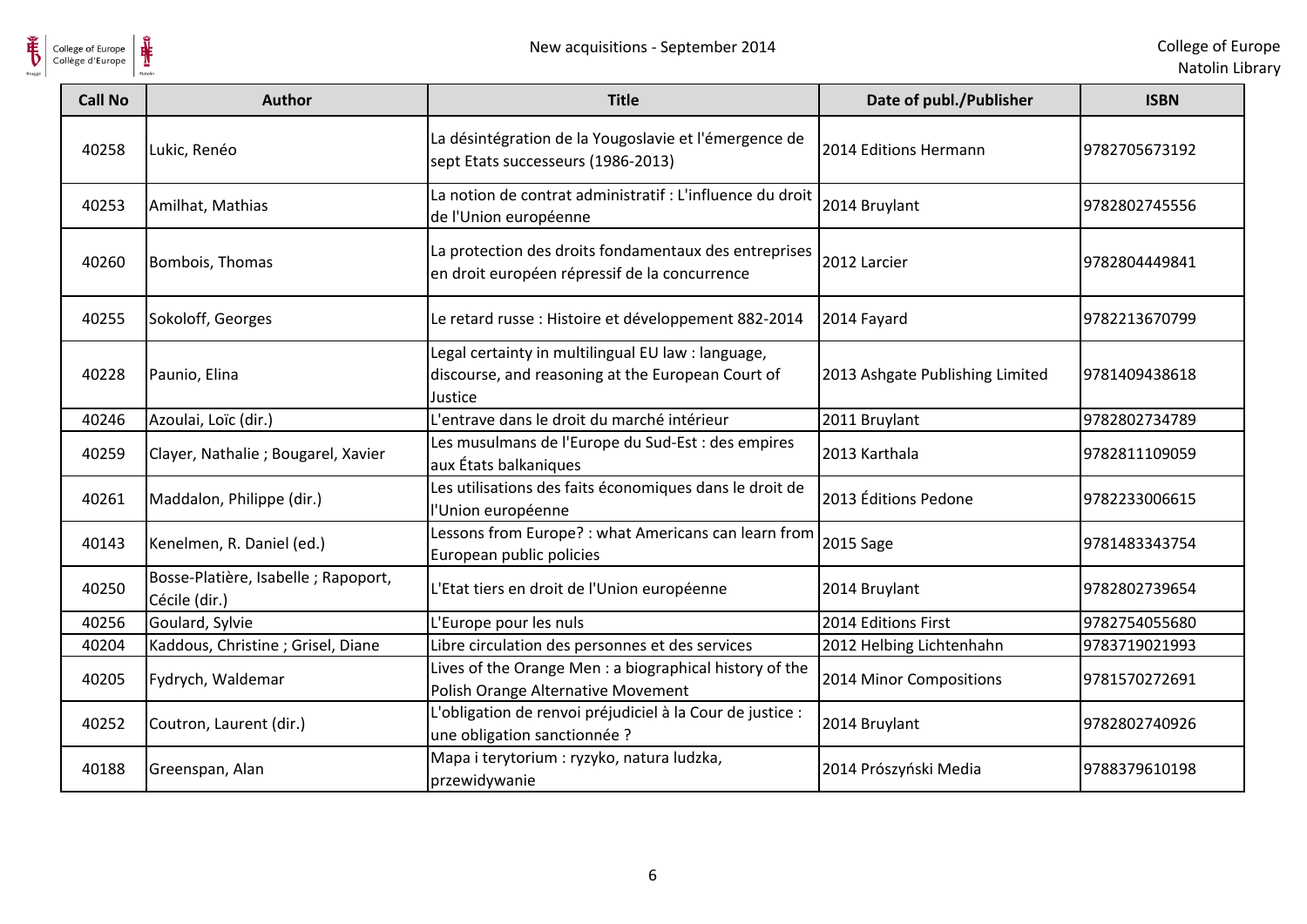| Call No | Author | Title | Date of publ./Publisher | ISBN |
|---|---|---|---|---|
| 40258 | Lukic, Renéo | La désintégration de la Yougoslavie et l'émergence de sept Etats successeurs (1986-2013) | 2014 Editions Hermann | 9782705673192 |
| 40253 | Amilhat, Mathias | La notion de contrat administratif : L'influence du droit de l'Union européenne | 2014 Bruylant | 9782802745556 |
| 40260 | Bombois, Thomas | La protection des droits fondamentaux des entreprises en droit européen répressif de la concurrence | 2012 Larcier | 9782804449841 |
| 40255 | Sokoloff, Georges | Le retard russe : Histoire et développement 882-2014 | 2014 Fayard | 9782213670799 |
| 40228 | Paunio, Elina | Legal certainty in multilingual EU law : language, discourse, and reasoning at the European Court of Justice | 2013 Ashgate Publishing Limited | 9781409438618 |
| 40246 | Azoulai, Loïc (dir.) | L'entrave dans le droit du marché intérieur | 2011 Bruylant | 9782802734789 |
| 40259 | Clayer, Nathalie ; Bougarel, Xavier | Les musulmans de l'Europe du Sud-Est : des empires aux États balkaniques | 2013 Karthala | 9782811109059 |
| 40261 | Maddalon, Philippe (dir.) | Les utilisations des faits économiques dans le droit de l'Union européenne | 2013 Éditions Pedone | 9782233006615 |
| 40143 | Kenelmen, R. Daniel (ed.) | Lessons from Europe? : what Americans can learn from European public policies | 2015 Sage | 9781483343754 |
| 40250 | Bosse-Platière, Isabelle ; Rapoport, Cécile (dir.) | L'Etat tiers en droit de l'Union européenne | 2014 Bruylant | 9782802739654 |
| 40256 | Goulard, Sylvie | L'Europe pour les nuls | 2014 Editions First | 9782754055680 |
| 40204 | Kaddous, Christine ; Grisel, Diane | Libre circulation des personnes et des services | 2012 Helbing Lichtenhahn | 9783719021993 |
| 40205 | Fydrych, Waldemar | Lives of the Orange Men : a biographical history of the Polish Orange Alternative Movement | 2014 Minor Compositions | 9781570272691 |
| 40252 | Coutron, Laurent (dir.) | L'obligation de renvoi préjudiciel à la Cour de justice : une obligation sanctionnée ? | 2014 Bruylant | 9782802740926 |
| 40188 | Greenspan, Alan | Mapa i terytorium : ryzyko, natura ludzka, przewidywanie | 2014 Prószyński Media | 9788379610198 |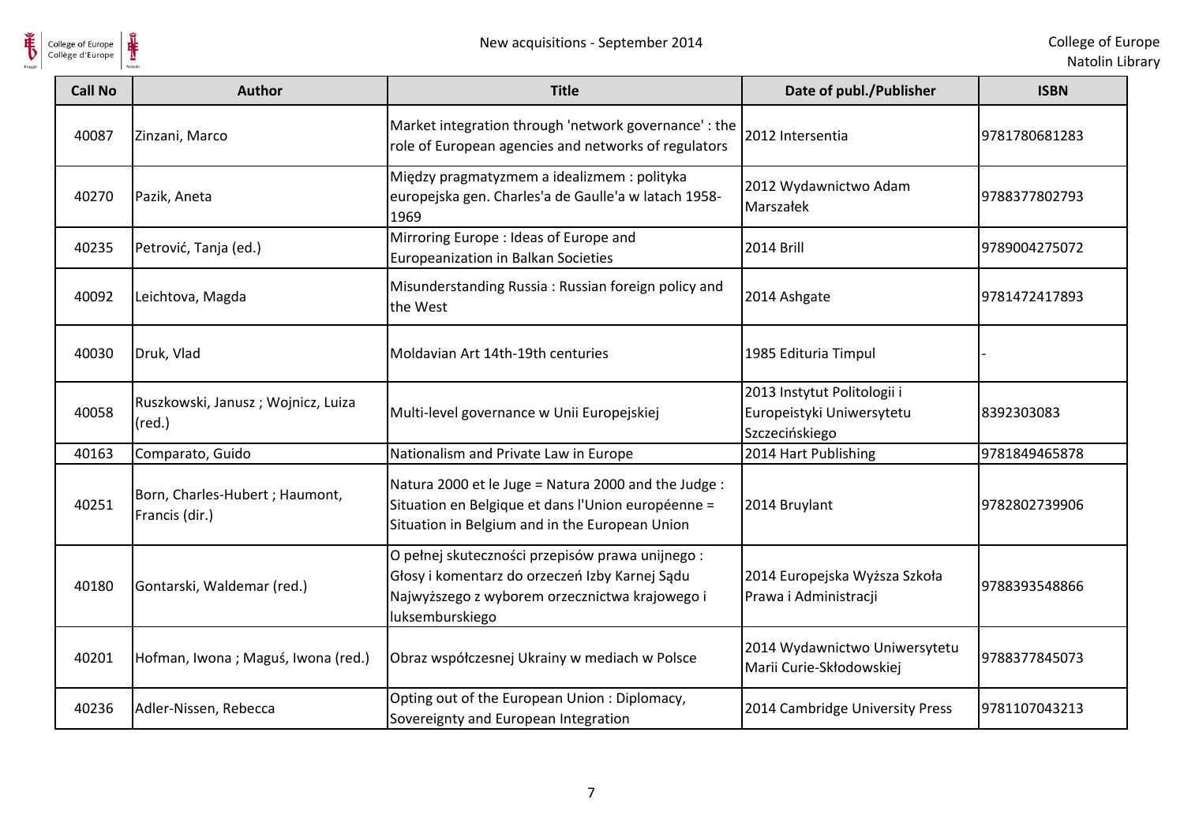| Call No | Author | Title | Date of publ./Publisher | ISBN |
|---|---|---|---|---|
| 40087 | Zinzani, Marco | Market integration through 'network governance' : the role of European agencies and networks of regulators | 2012 Intersentia | 9781780681283 |
| 40270 | Pazik, Aneta | Między pragmatyzmem a idealizmem : polityka europejska gen. Charles'a de Gaulle'a w latach 1958-1969 | 2012 Wydawnictwo Adam Marszałek | 9788377802793 |
| 40235 | Petrović, Tanja (ed.) | Mirroring Europe : Ideas of Europe and Europeanization in Balkan Societies | 2014 Brill | 9789004275072 |
| 40092 | Leichtova, Magda | Misunderstanding Russia : Russian foreign policy and the West | 2014 Ashgate | 9781472417893 |
| 40030 | Druk, Vlad | Moldavian Art 14th-19th centuries | 1985 Edituria Timpul | - |
| 40058 | Ruszkowski, Janusz ; Wojnicz, Luiza (red.) | Multi-level governance w Unii Europejskiej | 2013 Instytut Politologii i Europeistyki Uniwersytetu Szczecińskiego | 8392303083 |
| 40163 | Comparato, Guido | Nationalism and Private Law in Europe | 2014 Hart Publishing | 9781849465878 |
| 40251 | Born, Charles-Hubert ; Haumont, Francis (dir.) | Natura 2000 et le Juge = Natura 2000 and the Judge : Situation en Belgique et dans l'Union européenne = Situation in Belgium and in the European Union | 2014 Bruylant | 9782802739906 |
| 40180 | Gontarski, Waldemar (red.) | O pełnej skuteczności przepisów prawa unijnego : Głosy i komentarz do orzeczeń Izby Karnej Sądu Najwyższego z wyborem orzecznictwa krajowego i luksemburskiego | 2014 Europejska Wyższa Szkoła Prawa i Administracji | 9788393548866 |
| 40201 | Hofman, Iwona ; Maguś, Iwona (red.) | Obraz współczesnej Ukrainy w mediach w Polsce | 2014 Wydawnictwo Uniwersytetu Marii Curie-Skłodowskiej | 9788377845073 |
| 40236 | Adler-Nissen, Rebecca | Opting out of the European Union : Diplomacy, Sovereignty and European Integration | 2014 Cambridge University Press | 9781107043213 |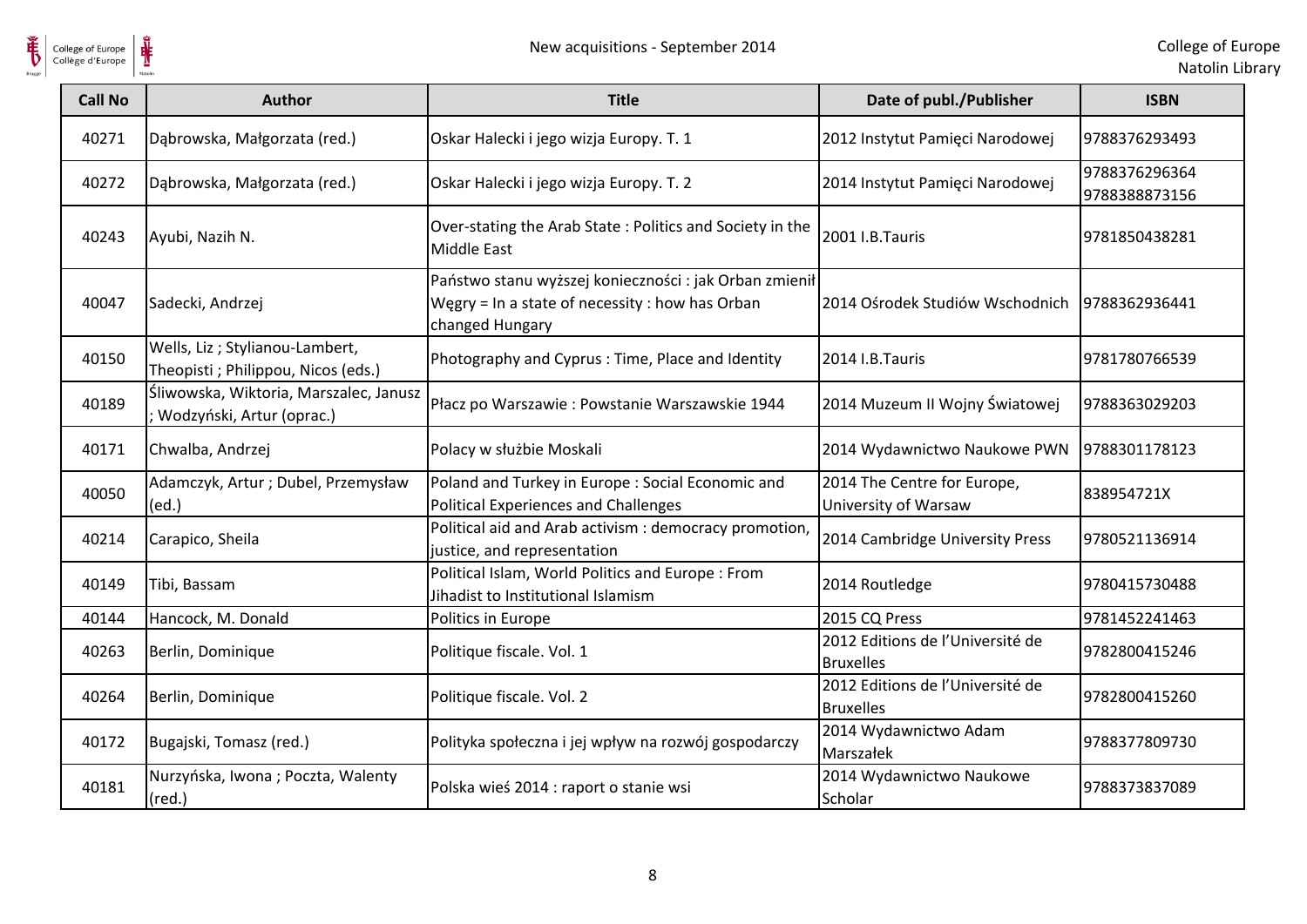| Call No | Author | Title | Date of publ./Publisher | ISBN |
|---|---|---|---|---|
| 40271 | Dąbrowska, Małgorzata (red.) | Oskar Halecki i jego wizja Europy. T. 1 | 2012 Instytut Pamięci Narodowej | 9788376293493 |
| 40272 | Dąbrowska, Małgorzata (red.) | Oskar Halecki i jego wizja Europy. T. 2 | 2014 Instytut Pamięci Narodowej | 9788376296364 9788388873156 |
| 40243 | Ayubi, Nazih N. | Over-stating the Arab State : Politics and Society in the Middle East | 2001 I.B.Tauris | 9781850438281 |
| 40047 | Sadecki, Andrzej | Państwo stanu wyższej konieczności : jak Orban zmienił Węgry = In a state of necessity : how has Orban changed Hungary | 2014 Ośrodek Studiów Wschodnich | 9788362936441 |
| 40150 | Wells, Liz ; Stylianou-Lambert, Theopisti ; Philippou, Nicos (eds.) | Photography and Cyprus : Time, Place and Identity | 2014 I.B.Tauris | 9781780766539 |
| 40189 | Śliwowska, Wiktoria, Marszalec, Janusz ; Wodzyński, Artur (oprac.) | Płacz po Warszawie : Powstanie Warszawskie 1944 | 2014 Muzeum II Wojny Światowej | 9788363029203 |
| 40171 | Chwalba, Andrzej | Polacy w służbie Moskali | 2014 Wydawnictwo Naukowe PWN | 9788301178123 |
| 40050 | Adamczyk, Artur ; Dubel, Przemysław (ed.) | Poland and Turkey in Europe : Social Economic and Political Experiences and Challenges | 2014 The Centre for Europe, University of Warsaw | 838954721X |
| 40214 | Carapico, Sheila | Political aid and Arab activism : democracy promotion, justice, and representation | 2014 Cambridge University Press | 9780521136914 |
| 40149 | Tibi, Bassam | Political Islam, World Politics and Europe : From Jihadist to Institutional Islamism | 2014 Routledge | 9780415730488 |
| 40144 | Hancock, M. Donald | Politics in Europe | 2015 CQ Press | 9781452241463 |
| 40263 | Berlin, Dominique | Politique fiscale. Vol. 1 | 2012 Editions de l'Université de Bruxelles | 9782800415246 |
| 40264 | Berlin, Dominique | Politique fiscale. Vol. 2 | 2012 Editions de l'Université de Bruxelles | 9782800415260 |
| 40172 | Bugajski, Tomasz (red.) | Polityka społeczna i jej wpływ na rozwój gospodarczy | 2014 Wydawnictwo Adam Marszałek | 9788377809730 |
| 40181 | Nurzyńska, Iwona ; Poczta, Walenty (red.) | Polska wieś 2014 : raport o stanie wsi | 2014 Wydawnictwo Naukowe Scholar | 9788373837089 |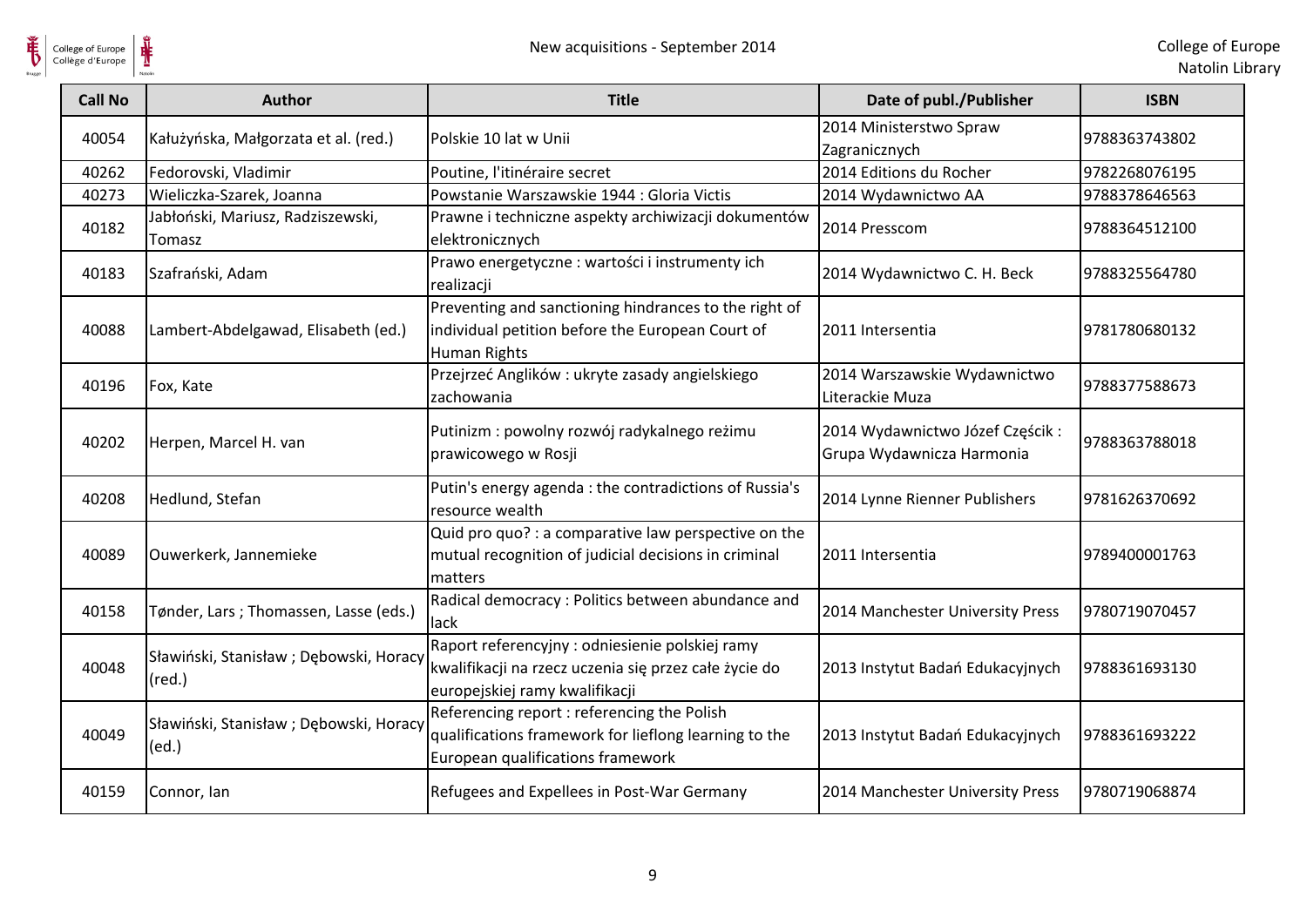| Call No | Author | Title | Date of publ./Publisher | ISBN |
|---|---|---|---|---|
| 40054 | Kałużyńska, Małgorzata et al. (red.) | Polskie 10 lat w Unii | 2014 Ministerstwo Spraw Zagranicznych | 9788363743802 |
| 40262 | Fedorovski, Vladimir | Poutine, l'itinéraire secret | 2014 Editions du Rocher | 9782268076195 |
| 40273 | Wieliczka-Szarek, Joanna | Powstanie Warszawskie 1944 : Gloria Victis | 2014 Wydawnictwo AA | 9788378646563 |
| 40182 | Jabłoński, Mariusz, Radziszewski, Tomasz | Prawne i techniczne aspekty archiwizacji dokumentów elektronicznych | 2014 Presscom | 9788364512100 |
| 40183 | Szafrański, Adam | Prawo energetyczne : wartości i instrumenty ich realizacji | 2014 Wydawnictwo C. H. Beck | 9788325564780 |
| 40088 | Lambert-Abdelgawad, Elisabeth (ed.) | Preventing and sanctioning hindrances to the right of individual petition before the European Court of Human Rights | 2011 Intersentia | 9781780680132 |
| 40196 | Fox, Kate | Przejrzeć Anglików : ukryte zasady angielskiego zachowania | 2014 Warszawskie Wydawnictwo Literackie Muza | 9788377588673 |
| 40202 | Herpen, Marcel H. van | Putinizm : powolny rozwój radykalnego reżimu prawicowego w Rosji | 2014 Wydawnictwo Józef Częścik : Grupa Wydawnicza Harmonia | 9788363788018 |
| 40208 | Hedlund, Stefan | Putin's energy agenda : the contradictions of Russia's resource wealth | 2014 Lynne Rienner Publishers | 9781626370692 |
| 40089 | Ouwerkerk, Jannemieke | Quid pro quo? : a comparative law perspective on the mutual recognition of judicial decisions in criminal matters | 2011 Intersentia | 9789400001763 |
| 40158 | Tønder, Lars ; Thomassen, Lasse (eds.) | Radical democracy : Politics between abundance and lack | 2014 Manchester University Press | 9780719070457 |
| 40048 | Sławiński, Stanisław ; Dębowski, Horacy (red.) | Raport referencyjny : odniesienie polskiej ramy kwalifikacji na rzecz uczenia się przez całe życie do europejskiej ramy kwalifikacji | 2013 Instytut Badań Edukacyjnych | 9788361693130 |
| 40049 | Sławiński, Stanisław ; Dębowski, Horacy (ed.) | Referencing report : referencing the Polish qualifications framework for lieflong learning to the European qualifications framework | 2013 Instytut Badań Edukacyjnych | 9788361693222 |
| 40159 | Connor, Ian | Refugees and Expellees in Post-War Germany | 2014 Manchester University Press | 9780719068874 |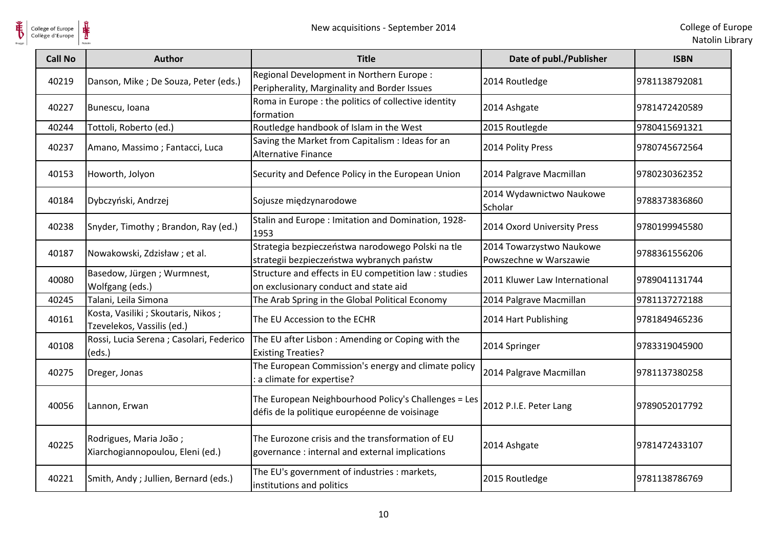| Call No | Author | Title | Date of publ./Publisher | ISBN |
| --- | --- | --- | --- | --- |
| 40219 | Danson, Mike ; De Souza, Peter (eds.) | Regional Development in Northern Europe : Peripherality, Marginality and Border Issues | 2014 Routledge | 9781138792081 |
| 40227 | Bunescu, Ioana | Roma in Europe : the politics of collective identity formation | 2014 Ashgate | 9781472420589 |
| 40244 | Tottoli, Roberto (ed.) | Routledge handbook of Islam in the West | 2015 Routlegde | 9780415691321 |
| 40237 | Amano, Massimo ; Fantacci, Luca | Saving the Market from Capitalism : Ideas for an Alternative Finance | 2014 Polity Press | 9780745672564 |
| 40153 | Howorth, Jolyon | Security and Defence Policy in the European Union | 2014 Palgrave Macmillan | 9780230362352 |
| 40184 | Dybczyński, Andrzej | Sojusze międzynarodowe | 2014 Wydawnictwo Naukowe Scholar | 9788373836860 |
| 40238 | Snyder, Timothy ; Brandon, Ray (ed.) | Stalin and Europe : Imitation and Domination, 1928-1953 | 2014 Oxord University Press | 9780199945580 |
| 40187 | Nowakowski, Zdzisław ; et al. | Strategia bezpieczeństwa narodowego Polski na tle strategii bezpieczeństwa wybranych państw | 2014 Towarzystwo Naukowe Powszechne w Warszawie | 9788361556206 |
| 40080 | Basedow, Jürgen ; Wurmnest, Wolfgang (eds.) | Structure and effects in EU competition law : studies on exclusionary conduct and state aid | 2011 Kluwer Law International | 9789041131744 |
| 40245 | Talani, Leila Simona | The Arab Spring in the Global Political Economy | 2014 Palgrave Macmillan | 9781137272188 |
| 40161 | Kosta, Vasiliki ; Skoutaris, Nikos ; Tzevelekos, Vassilis (ed.) | The EU Accession to the ECHR | 2014 Hart Publishing | 9781849465236 |
| 40108 | Rossi, Lucia Serena ; Casolari, Federico (eds.) | The EU after Lisbon : Amending or Coping with the Existing Treaties? | 2014 Springer | 9783319045900 |
| 40275 | Dreger, Jonas | The European Commission's energy and climate policy : a climate for expertise? | 2014 Palgrave Macmillan | 9781137380258 |
| 40056 | Lannon, Erwan | The European Neighbourhood Policy's Challenges = Les défis de la politique européenne de voisinage | 2012 P.I.E. Peter Lang | 9789052017792 |
| 40225 | Rodrigues, Maria João ; Xiarchogiannopoulou, Eleni (ed.) | The Eurozone crisis and the transformation of EU governance : internal and external implications | 2014 Ashgate | 9781472433107 |
| 40221 | Smith, Andy ; Jullien, Bernard (eds.) | The EU's government of industries : markets, institutions and politics | 2015 Routledge | 9781138786769 |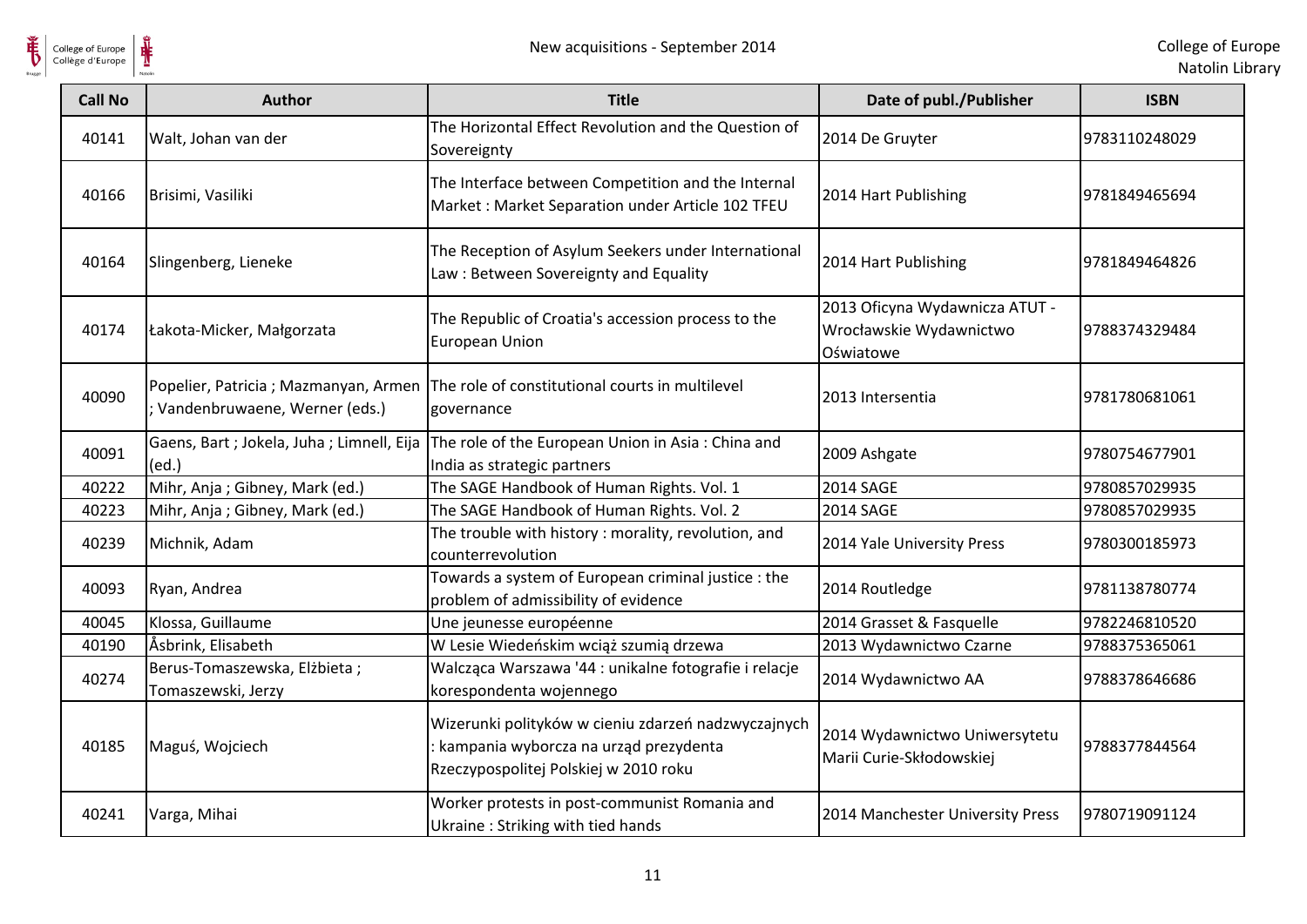| Call No | Author | Title | Date of publ./Publisher | ISBN |
|---|---|---|---|---|
| 40141 | Walt, Johan van der | The Horizontal Effect Revolution and the Question of Sovereignty | 2014 De Gruyter | 9783110248029 |
| 40166 | Brisimi, Vasiliki | The Interface between Competition and the Internal Market : Market Separation under Article 102 TFEU | 2014 Hart Publishing | 9781849465694 |
| 40164 | Slingenberg, Lieneke | The Reception of Asylum Seekers under International Law : Between Sovereignty and Equality | 2014 Hart Publishing | 9781849464826 |
| 40174 | Łakota-Micker, Małgorzata | The Republic of Croatia's accession process to the European Union | 2013 Oficyna Wydawnicza ATUT - Wrocławskie Wydawnictwo Oświatowe | 9788374329484 |
| 40090 | Popelier, Patricia ; Mazmanyan, Armen ; Vandenbruwaene, Werner (eds.) | The role of constitutional courts in multilevel governance | 2013 Intersentia | 9781780681061 |
| 40091 | Gaens, Bart ; Jokela, Juha ; Limnell, Eija (ed.) | The role of the European Union in Asia : China and India as strategic partners | 2009 Ashgate | 9780754677901 |
| 40222 | Mihr, Anja ; Gibney, Mark (ed.) | The SAGE Handbook of Human Rights. Vol. 1 | 2014 SAGE | 9780857029935 |
| 40223 | Mihr, Anja ; Gibney, Mark (ed.) | The SAGE Handbook of Human Rights. Vol. 2 | 2014 SAGE | 9780857029935 |
| 40239 | Michnik, Adam | The trouble with history : morality, revolution, and counterrevolution | 2014 Yale University Press | 9780300185973 |
| 40093 | Ryan, Andrea | Towards a system of European criminal justice : the problem of admissibility of evidence | 2014 Routledge | 9781138780774 |
| 40045 | Klossa, Guillaume | Une jeunesse européenne | 2014 Grasset & Fasquelle | 9782246810520 |
| 40190 | Åsbrink, Elisabeth | W Lesie Wiedeńskim wciąż szumią drzewa | 2013 Wydawnictwo Czarne | 9788375365061 |
| 40274 | Berus-Tomaszewska, Elżbieta ; Tomaszewski, Jerzy | Walcząca Warszawa '44 : unikalne fotografie i relacje korespondenta wojennego | 2014 Wydawnictwo AA | 9788378646686 |
| 40185 | Maguś, Wojciech | Wizerunki polityków w cieniu zdarzeń nadzwyczajnych : kampania wyborcza na urząd prezydenta Rzeczypospolitej Polskiej w 2010 roku | 2014 Wydawnictwo Uniwersytetu Marii Curie-Skłodowskiej | 9788377844564 |
| 40241 | Varga, Mihai | Worker protests in post-communist Romania and Ukraine : Striking with tied hands | 2014 Manchester University Press | 9780719091124 |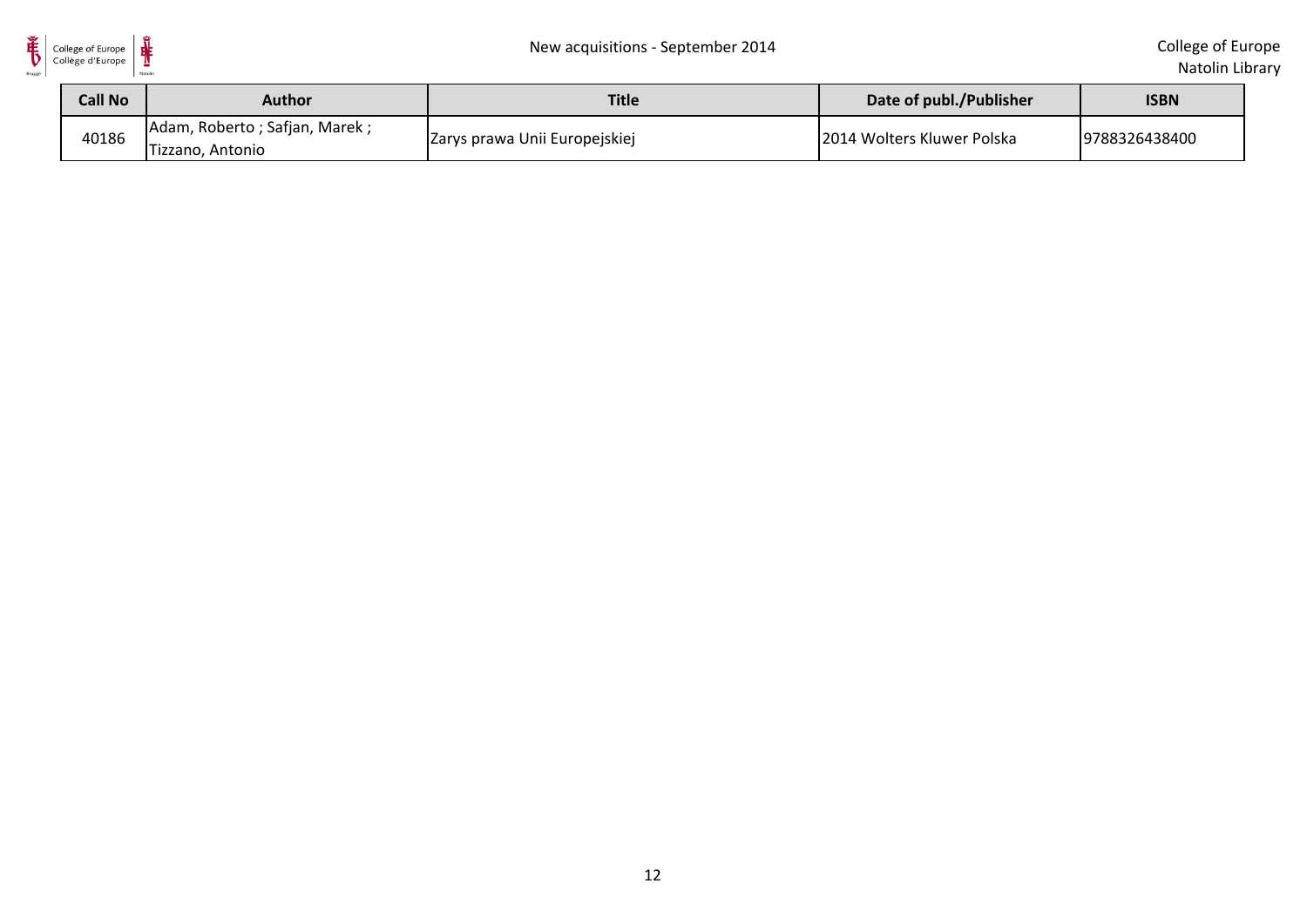| Call No | Author | Title | Date of publ./Publisher | ISBN |
| --- | --- | --- | --- | --- |
| 40186 | Adam, Roberto ; Safjan, Marek ; Tizzano, Antonio | Zarys prawa Unii Europejskiej | 2014 Wolters Kluwer Polska | 9788326438400 |